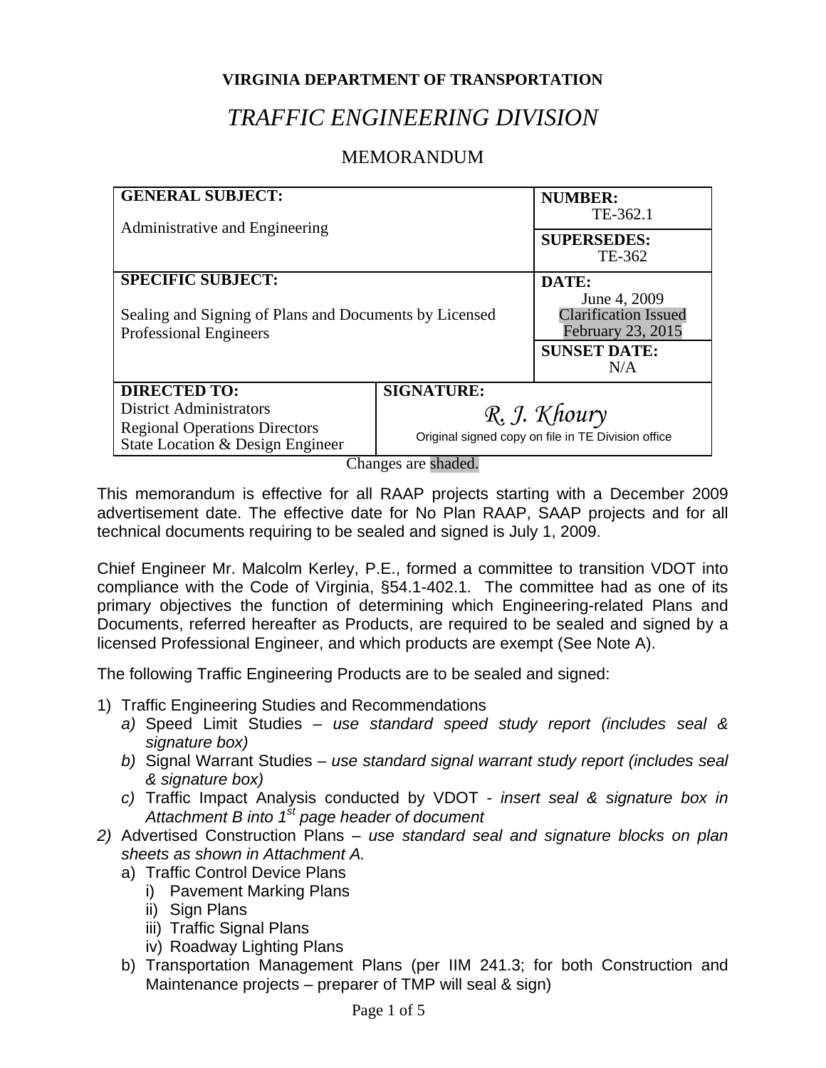**VIRGINIA DEPARTMENT OF TRANSPORTATION**

# *TRAFFIC ENGINEERING DIVISION*

## MEMORANDUM

| **GENERAL SUBJECT:** Administrative and Engineering | | **NUMBER:** TE-362.1 |
|---|---|---|
| | | **SUPERSEDES:** TE-362 |
| **SPECIFIC SUBJECT:** Sealing and Signing of Plans and Documents by Licensed Professional Engineers | | **DATE:** June 4, 2009 Clarification Issued February 23, 2015 |
| | | **SUNSET DATE:** N/A |
| **DIRECTED TO:** District Administrators Regional Operations Directors State Location & Design Engineer | **SIGNATURE:** *R. J. Khoury* Original signed copy on file in TE Division office | |

Changes are shaded.

This memorandum is effective for all RAAP projects starting with a December 2009 advertisement date. The effective date for No Plan RAAP, SAAP projects and for all technical documents requiring to be sealed and signed is July 1, 2009.

Chief Engineer Mr. Malcolm Kerley, P.E., formed a committee to transition VDOT into compliance with the Code of Virginia, §54.1-402.1. The committee had as one of its primary objectives the function of determining which Engineering-related Plans and Documents, referred hereafter as Products, are required to be sealed and signed by a licensed Professional Engineer, and which products are exempt (See Note A).

The following Traffic Engineering Products are to be sealed and signed:

1) Traffic Engineering Studies and Recommendations
   a) Speed Limit Studies – *use standard speed study report (includes seal & signature box)*
   b) Signal Warrant Studies – *use standard signal warrant study report (includes seal & signature box)*
   c) Traffic Impact Analysis conducted by VDOT - *insert seal & signature box in Attachment B into 1st page header of document*
2) Advertised Construction Plans – *use standard seal and signature blocks on plan sheets as shown in Attachment A.*
   a) Traffic Control Device Plans
      i) Pavement Marking Plans
      ii) Sign Plans
      iii) Traffic Signal Plans
      iv) Roadway Lighting Plans
   b) Transportation Management Plans (per IIM 241.3; for both Construction and Maintenance projects – preparer of TMP will seal & sign)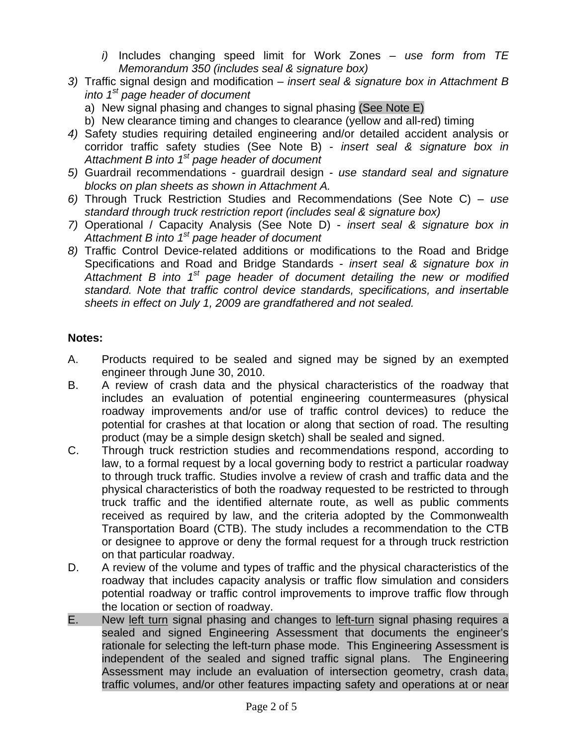- *i)* Includes changing speed limit for Work Zones – *use form from TE Memorandum 350 (includes seal & signature box)*

*3)* Traffic signal design and modification – *insert seal & signature box in Attachment B into 1st page header of document*
   - a) New signal phasing and changes to signal phasing (See Note E)
   - b) New clearance timing and changes to clearance (yellow and all-red) timing

*4)* Safety studies requiring detailed engineering and/or detailed accident analysis or corridor traffic safety studies (See Note B) - *insert seal & signature box in Attachment B into 1st page header of document*

*5)* Guardrail recommendations - guardrail design - *use standard seal and signature blocks on plan sheets as shown in Attachment A.*

*6)* Through Truck Restriction Studies and Recommendations (See Note C) – *use standard through truck restriction report (includes seal & signature box)*

*7)* Operational / Capacity Analysis (See Note D) - *insert seal & signature box in Attachment B into 1st page header of document*

*8)* Traffic Control Device-related additions or modifications to the Road and Bridge Specifications and Road and Bridge Standards - *insert seal & signature box in Attachment B into 1st page header of document detailing the new or modified standard. Note that traffic control device standards, specifications, and insertable sheets in effect on July 1, 2009 are grandfathered and not sealed.*

**Notes:**

A. Products required to be sealed and signed may be signed by an exempted engineer through June 30, 2010.

B. A review of crash data and the physical characteristics of the roadway that includes an evaluation of potential engineering countermeasures (physical roadway improvements and/or use of traffic control devices) to reduce the potential for crashes at that location or along that section of road. The resulting product (may be a simple design sketch) shall be sealed and signed.

C. Through truck restriction studies and recommendations respond, according to law, to a formal request by a local governing body to restrict a particular roadway to through truck traffic. Studies involve a review of crash and traffic data and the physical characteristics of both the roadway requested to be restricted to through truck traffic and the identified alternate route, as well as public comments received as required by law, and the criteria adopted by the Commonwealth Transportation Board (CTB). The study includes a recommendation to the CTB or designee to approve or deny the formal request for a through truck restriction on that particular roadway.

D. A review of the volume and types of traffic and the physical characteristics of the roadway that includes capacity analysis or traffic flow simulation and considers potential roadway or traffic control improvements to improve traffic flow through the location or section of roadway.

E. New <u>left turn</u> signal phasing and changes to <u>left-turn</u> signal phasing requires a sealed and signed Engineering Assessment that documents the engineer's rationale for selecting the left-turn phase mode. This Engineering Assessment is independent of the sealed and signed traffic signal plans. The Engineering Assessment may include an evaluation of intersection geometry, crash data, traffic volumes, and/or other features impacting safety and operations at or near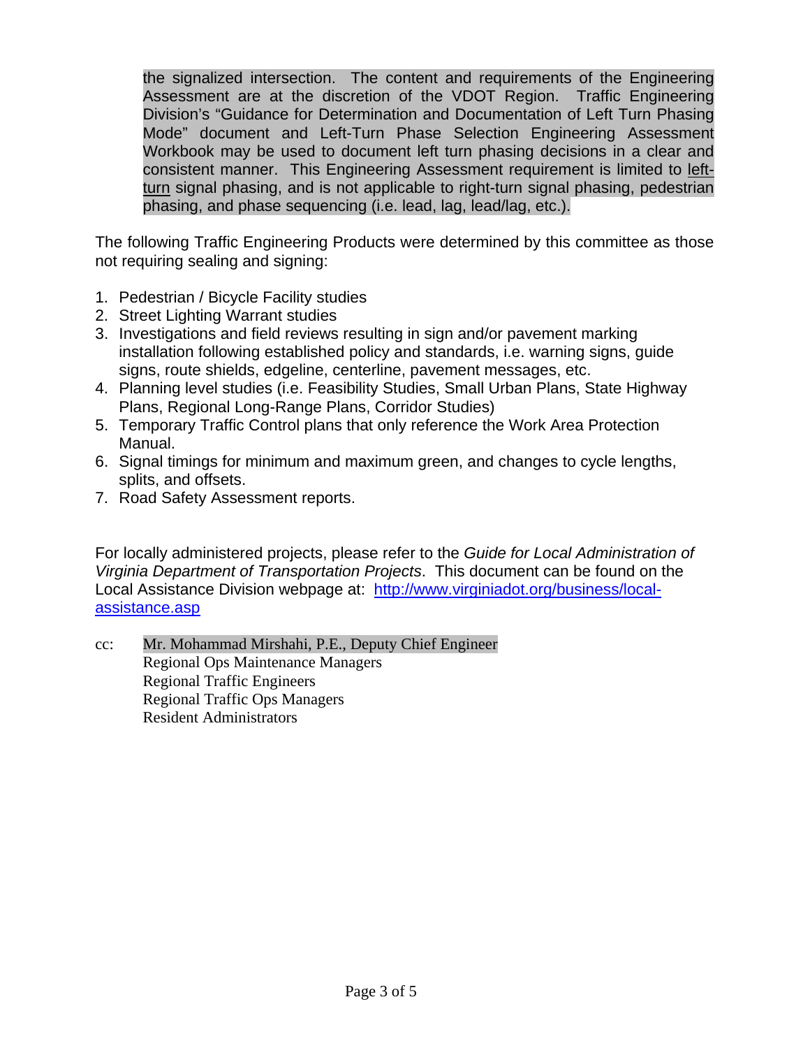the signalized intersection. The content and requirements of the Engineering Assessment are at the discretion of the VDOT Region. Traffic Engineering Division's "Guidance for Determination and Documentation of Left Turn Phasing Mode" document and Left-Turn Phase Selection Engineering Assessment Workbook may be used to document left turn phasing decisions in a clear and consistent manner. This Engineering Assessment requirement is limited to left-turn signal phasing, and is not applicable to right-turn signal phasing, pedestrian phasing, and phase sequencing (i.e. lead, lag, lead/lag, etc.).

The following Traffic Engineering Products were determined by this committee as those not requiring sealing and signing:

1. Pedestrian / Bicycle Facility studies
2. Street Lighting Warrant studies
3. Investigations and field reviews resulting in sign and/or pavement marking installation following established policy and standards, i.e. warning signs, guide signs, route shields, edgeline, centerline, pavement messages, etc.
4. Planning level studies (i.e. Feasibility Studies, Small Urban Plans, State Highway Plans, Regional Long-Range Plans, Corridor Studies)
5. Temporary Traffic Control plans that only reference the Work Area Protection Manual.
6. Signal timings for minimum and maximum green, and changes to cycle lengths, splits, and offsets.
7. Road Safety Assessment reports.

For locally administered projects, please refer to the *Guide for Local Administration of Virginia Department of Transportation Projects*. This document can be found on the Local Assistance Division webpage at: [http://www.virginiadot.org/business/local-assistance.asp](http://www.virginiadot.org/business/local-assistance.asp)

cc: Mr. Mohammad Mirshahi, P.E., Deputy Chief Engineer
Regional Ops Maintenance Managers
Regional Traffic Engineers
Regional Traffic Ops Managers
Resident Administrators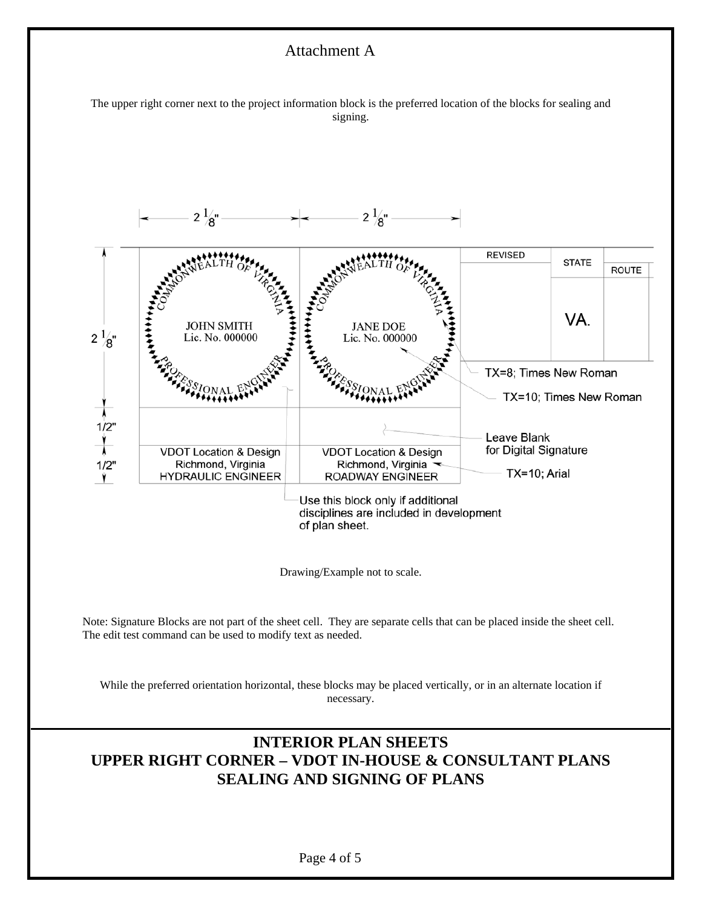Attachment A

The upper right corner next to the project information block is the preferred location of the blocks for sealing and signing.

$2\frac{1}{8}$" $2\frac{1}{8}$"

COMMONWEALTH OF VIRGINIA
JOHN SMITH
Lic. No. 000000
PROFESSIONAL ENGINEER

COMMONWEALTH OF VIRGINIA
JANE DOE
Lic. No. 000000
PROFESSIONAL ENGINEER

| REVISED | STATE | ROUTE |
|---|---|---|
| | VA. | |

$2\frac{1}{8}$"

1/2"

1/2"

TX=8; Times New Roman

TX=10; Times New Roman

Leave Blank for Digital Signature

VDOT Location & Design
Richmond, Virginia
HYDRAULIC ENGINEER

VDOT Location & Design
Richmond, Virginia
ROADWAY ENGINEER

TX=10; Arial

Use this block only if additional disciplines are included in development of plan sheet.

Drawing/Example not to scale.

Note: Signature Blocks are not part of the sheet cell. They are separate cells that can be placed inside the sheet cell. The edit test command can be used to modify text as needed.

While the preferred orientation horizontal, these blocks may be placed vertically, or in an alternate location if necessary.

**INTERIOR PLAN SHEETS**
**UPPER RIGHT CORNER – VDOT IN-HOUSE & CONSULTANT PLANS**
**SEALING AND SIGNING OF PLANS**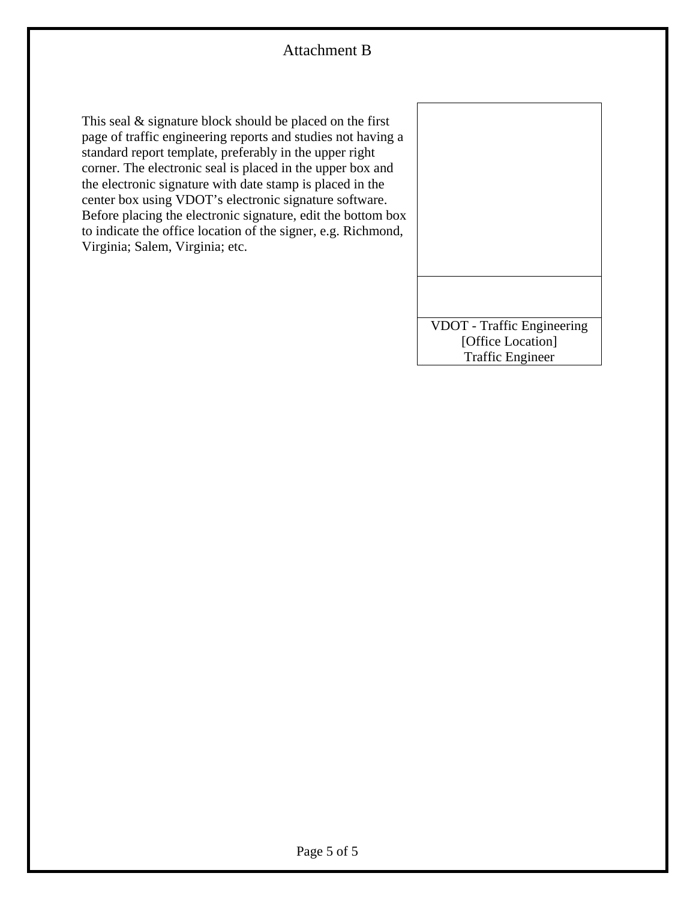# Attachment B

This seal & signature block should be placed on the first page of traffic engineering reports and studies not having a standard report template, preferably in the upper right corner. The electronic seal is placed in the upper box and the electronic signature with date stamp is placed in the center box using VDOT's electronic signature software. Before placing the electronic signature, edit the bottom box to indicate the office location of the signer, e.g. Richmond, Virginia; Salem, Virginia; etc.

| |
|---|
| |
| |
| VDOT - Traffic Engineering<br>[Office Location]<br>Traffic Engineer |